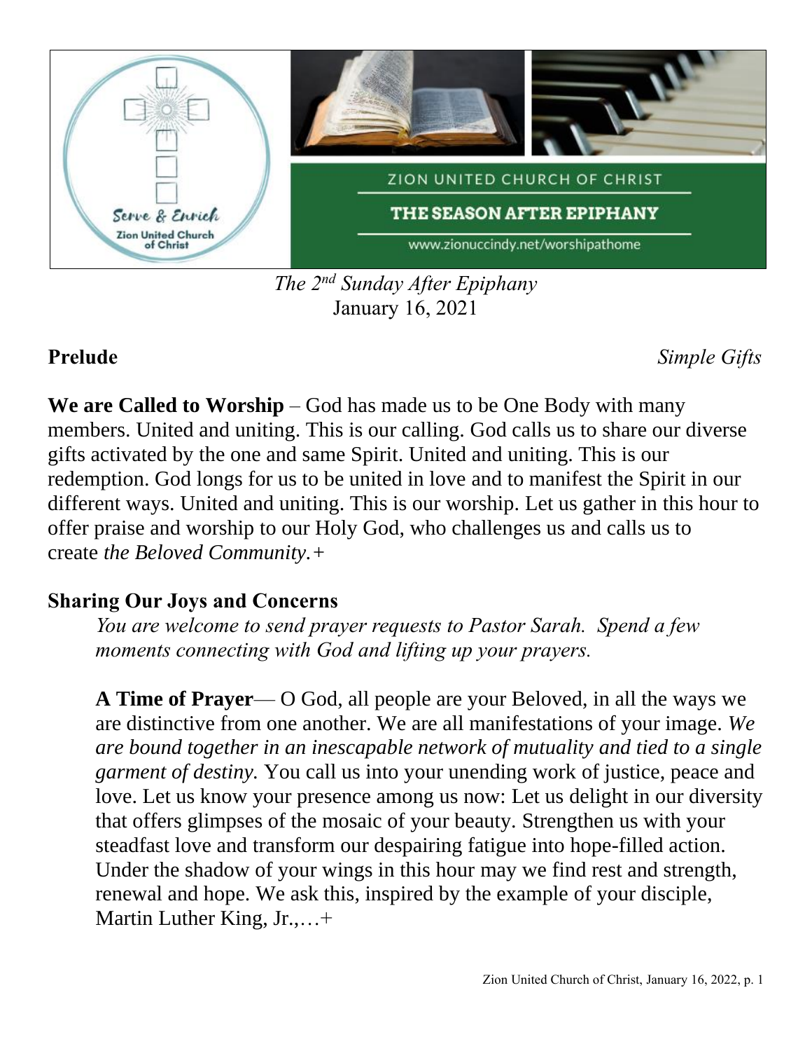Serve & Enrich
Zion United Church of Christ

ZION UNITED CHURCH OF CHRIST

**THE SEASON AFTER EPIPHANY**

www.zionuccindy.net/worshipathome

*The 2nd Sunday After Epiphany*
January 16, 2021

**Prelude** *Simple Gifts*

**We are Called to Worship** – God has made us to be One Body with many members. United and uniting. This is our calling. God calls us to share our diverse gifts activated by the one and same Spirit. United and uniting. This is our redemption. God longs for us to be united in love and to manifest the Spirit in our different ways. United and uniting. This is our worship. Let us gather in this hour to offer praise and worship to our Holy God, who challenges us and calls us to create *the Beloved Community.+*

## Sharing Our Joys and Concerns

*You are welcome to send prayer requests to Pastor Sarah. Spend a few moments connecting with God and lifting up your prayers.*

**A Time of Prayer**— O God, all people are your Beloved, in all the ways we are distinctive from one another. We are all manifestations of your image. *We are bound together in an inescapable network of mutuality and tied to a single garment of destiny.* You call us into your unending work of justice, peace and love. Let us know your presence among us now: Let us delight in our diversity that offers glimpses of the mosaic of your beauty. Strengthen us with your steadfast love and transform our despairing fatigue into hope-filled action. Under the shadow of your wings in this hour may we find rest and strength, renewal and hope. We ask this, inspired by the example of your disciple, Martin Luther King, Jr.,…+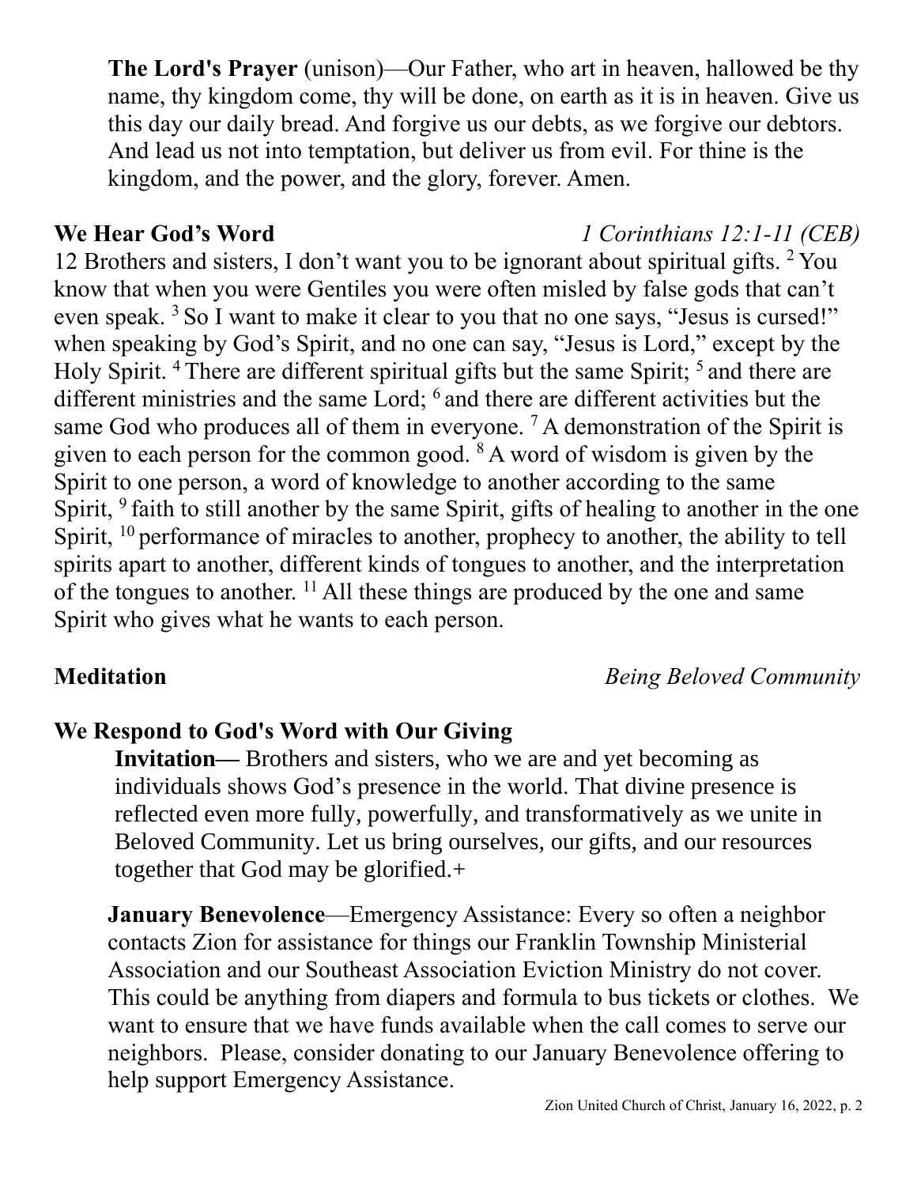**The Lord's Prayer** (unison)—Our Father, who art in heaven, hallowed be thy name, thy kingdom come, thy will be done, on earth as it is in heaven. Give us this day our daily bread. And forgive us our debts, as we forgive our debtors. And lead us not into temptation, but deliver us from evil. For thine is the kingdom, and the power, and the glory, forever. Amen.

**We Hear God's Word** *1 Corinthians 12:1-11 (CEB)*

12 Brothers and sisters, I don't want you to be ignorant about spiritual gifts. [2] You know that when you were Gentiles you were often misled by false gods that can't even speak. [3] So I want to make it clear to you that no one says, "Jesus is cursed!" when speaking by God's Spirit, and no one can say, "Jesus is Lord," except by the Holy Spirit. [4] There are different spiritual gifts but the same Spirit; [5] and there are different ministries and the same Lord; [6] and there are different activities but the same God who produces all of them in everyone. [7] A demonstration of the Spirit is given to each person for the common good. [8] A word of wisdom is given by the Spirit to one person, a word of knowledge to another according to the same Spirit, [9] faith to still another by the same Spirit, gifts of healing to another in the one Spirit, [10] performance of miracles to another, prophecy to another, the ability to tell spirits apart to another, different kinds of tongues to another, and the interpretation of the tongues to another. [11] All these things are produced by the one and same Spirit who gives what he wants to each person.

**Meditation** *Being Beloved Community*

**We Respond to God's Word with Our Giving**

**Invitation—** Brothers and sisters, who we are and yet becoming as individuals shows God's presence in the world. That divine presence is reflected even more fully, powerfully, and transformatively as we unite in Beloved Community. Let us bring ourselves, our gifts, and our resources together that God may be glorified.+

**January Benevolence**—Emergency Assistance: Every so often a neighbor contacts Zion for assistance for things our Franklin Township Ministerial Association and our Southeast Association Eviction Ministry do not cover. This could be anything from diapers and formula to bus tickets or clothes. We want to ensure that we have funds available when the call comes to serve our neighbors. Please, consider donating to our January Benevolence offering to help support Emergency Assistance.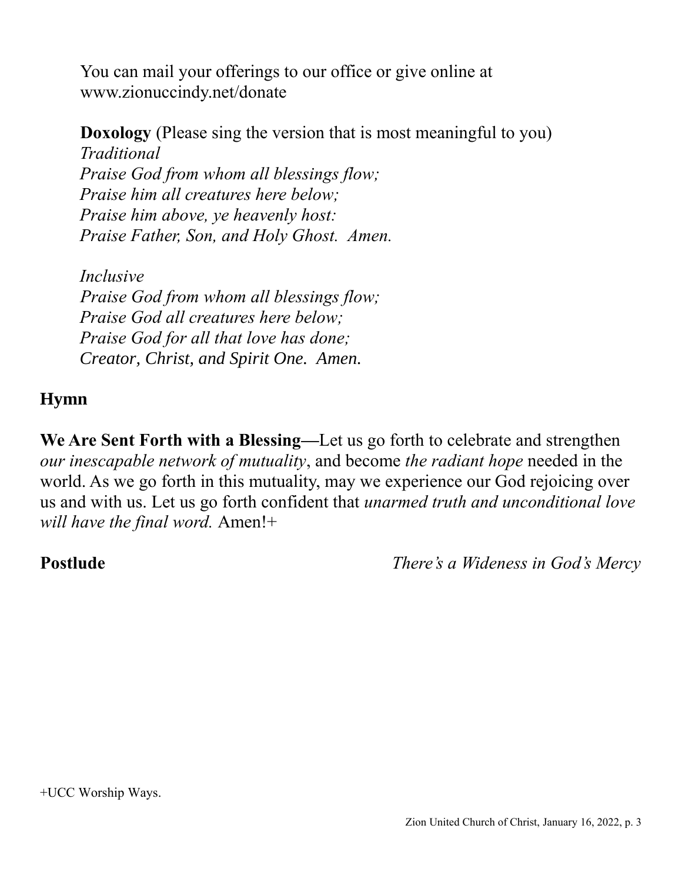You can mail your offerings to our office or give online at www.zionuccindy.net/donate

**Doxology** (Please sing the version that is most meaningful to you)
*Traditional*
*Praise God from whom all blessings flow;*
*Praise him all creatures here below;*
*Praise him above, ye heavenly host:*
*Praise Father, Son, and Holy Ghost. Amen.*

*Inclusive*
*Praise God from whom all blessings flow;*
*Praise God all creatures here below;*
*Praise God for all that love has done;*
*Creator, Christ, and Spirit One. Amen.*

**Hymn**

**We Are Sent Forth with a Blessing—**Let us go forth to celebrate and strengthen *our inescapable network of mutuality*, and become *the radiant hope* needed in the world. As we go forth in this mutuality, may we experience our God rejoicing over us and with us. Let us go forth confident that *unarmed truth and unconditional love will have the final word.* Amen!+

**Postlude** *There's a Wideness in God's Mercy*

+UCC Worship Ways.